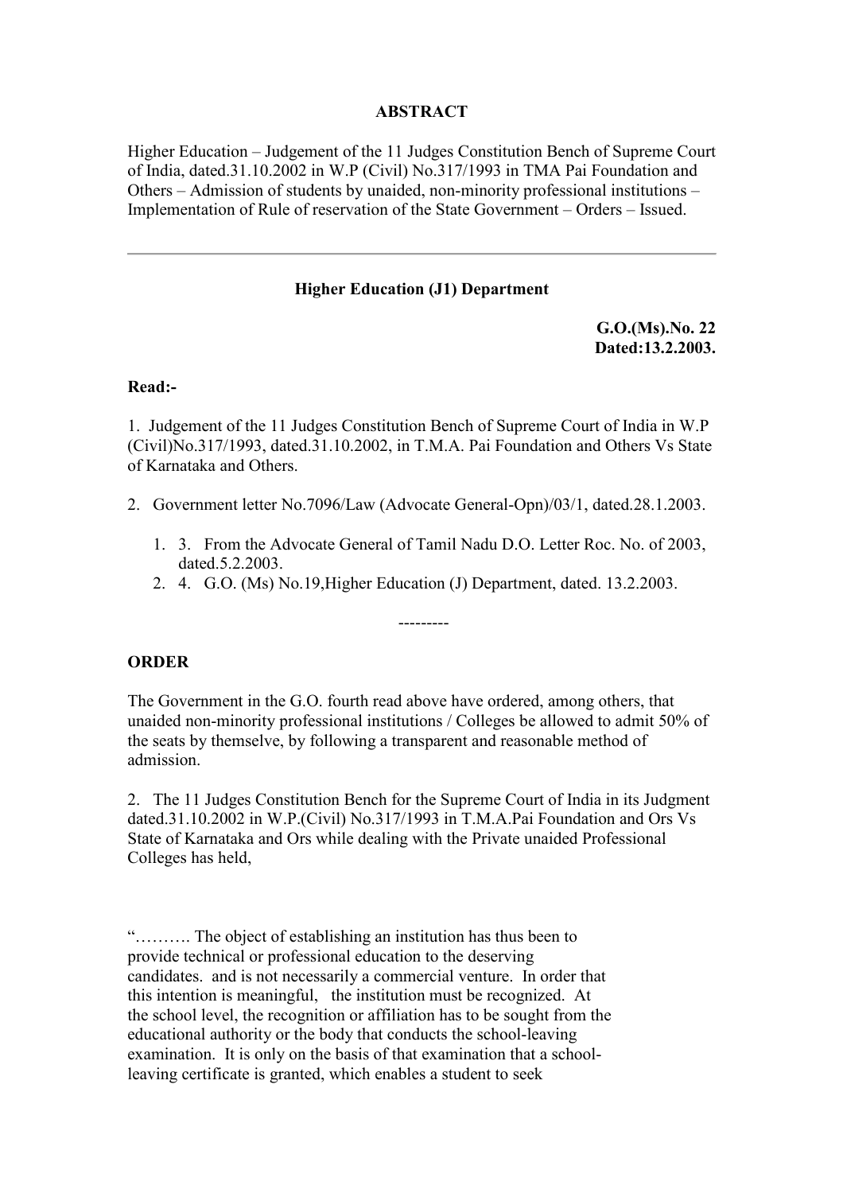**ABSTRACT**

Higher Education – Judgement of the 11 Judges Constitution Bench of Supreme Court of India, dated.31.10.2002 in W.P (Civil) No.317/1993 in TMA Pai Foundation and Others – Admission of students by unaided, non-minority professional institutions – Implementation of Rule of reservation of the State Government – Orders – Issued.

---

**Higher Education (J1) Department**

**G.O.(Ms).No. 22**
**Dated:13.2.2003.**

**Read:-**

1. Judgement of the 11 Judges Constitution Bench of Supreme Court of India in W.P (Civil)No.317/1993, dated.31.10.2002, in T.M.A. Pai Foundation and Others Vs State of Karnataka and Others.

2. Government letter No.7096/Law (Advocate General-Opn)/03/1, dated.28.1.2003.

3. From the Advocate General of Tamil Nadu D.O. Letter Roc. No. of 2003, dated.5.2.2003.

4. G.O. (Ms) No.19,Higher Education (J) Department, dated. 13.2.2003.

---------

**ORDER**

The Government in the G.O. fourth read above have ordered, among others, that unaided non-minority professional institutions / Colleges be allowed to admit 50% of the seats by themselve, by following a transparent and reasonable method of admission.

2. The 11 Judges Constitution Bench for the Supreme Court of India in its Judgment dated.31.10.2002 in W.P.(Civil) No.317/1993 in T.M.A.Pai Foundation and Ors Vs State of Karnataka and Ors while dealing with the Private unaided Professional Colleges has held,

"………. The object of establishing an institution has thus been to provide technical or professional education to the deserving candidates. and is not necessarily a commercial venture. In order that this intention is meaningful, the institution must be recognized. At the school level, the recognition or affiliation has to be sought from the educational authority or the body that conducts the school-leaving examination. It is only on the basis of that examination that a school-leaving certificate is granted, which enables a student to seek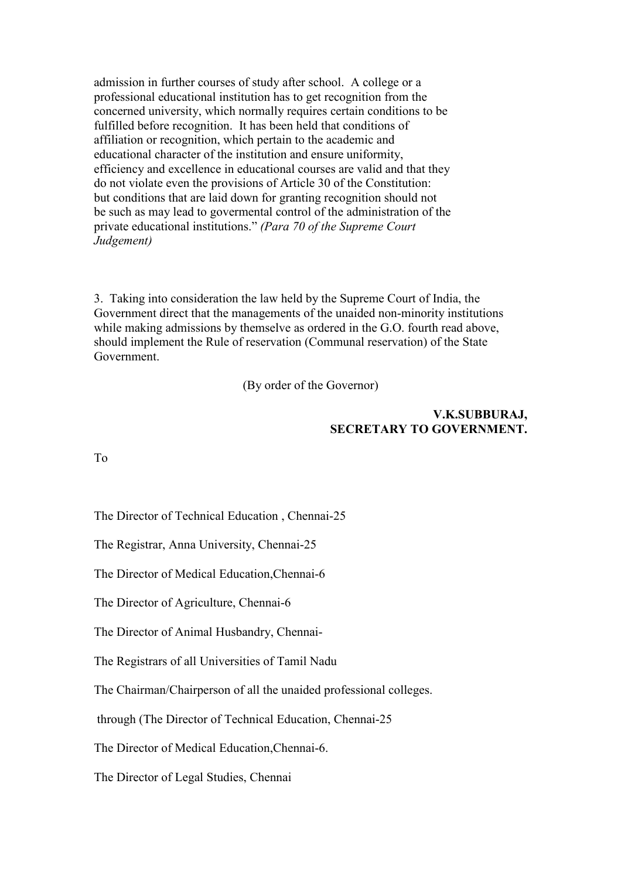admission in further courses of study after school. A college or a professional educational institution has to get recognition from the concerned university, which normally requires certain conditions to be fulfilled before recognition. It has been held that conditions of affiliation or recognition, which pertain to the academic and educational character of the institution and ensure uniformity, efficiency and excellence in educational courses are valid and that they do not violate even the provisions of Article 30 of the Constitution: but conditions that are laid down for granting recognition should not be such as may lead to govermental control of the administration of the private educational institutions." *(Para 70 of the Supreme Court Judgement)*

3. Taking into consideration the law held by the Supreme Court of India, the Government direct that the managements of the unaided non-minority institutions while making admissions by themselve as ordered in the G.O. fourth read above, should implement the Rule of reservation (Communal reservation) of the State Government.

(By order of the Governor)

**V.K.SUBBURAJ,**
**SECRETARY TO GOVERNMENT.**

To

The Director of Technical Education , Chennai-25

The Registrar, Anna University, Chennai-25

The Director of Medical Education,Chennai-6

The Director of Agriculture, Chennai-6

The Director of Animal Husbandry, Chennai-

The Registrars of all Universities of Tamil Nadu

The Chairman/Chairperson of all the unaided professional colleges.

through (The Director of Technical Education, Chennai-25

The Director of Medical Education,Chennai-6.

The Director of Legal Studies, Chennai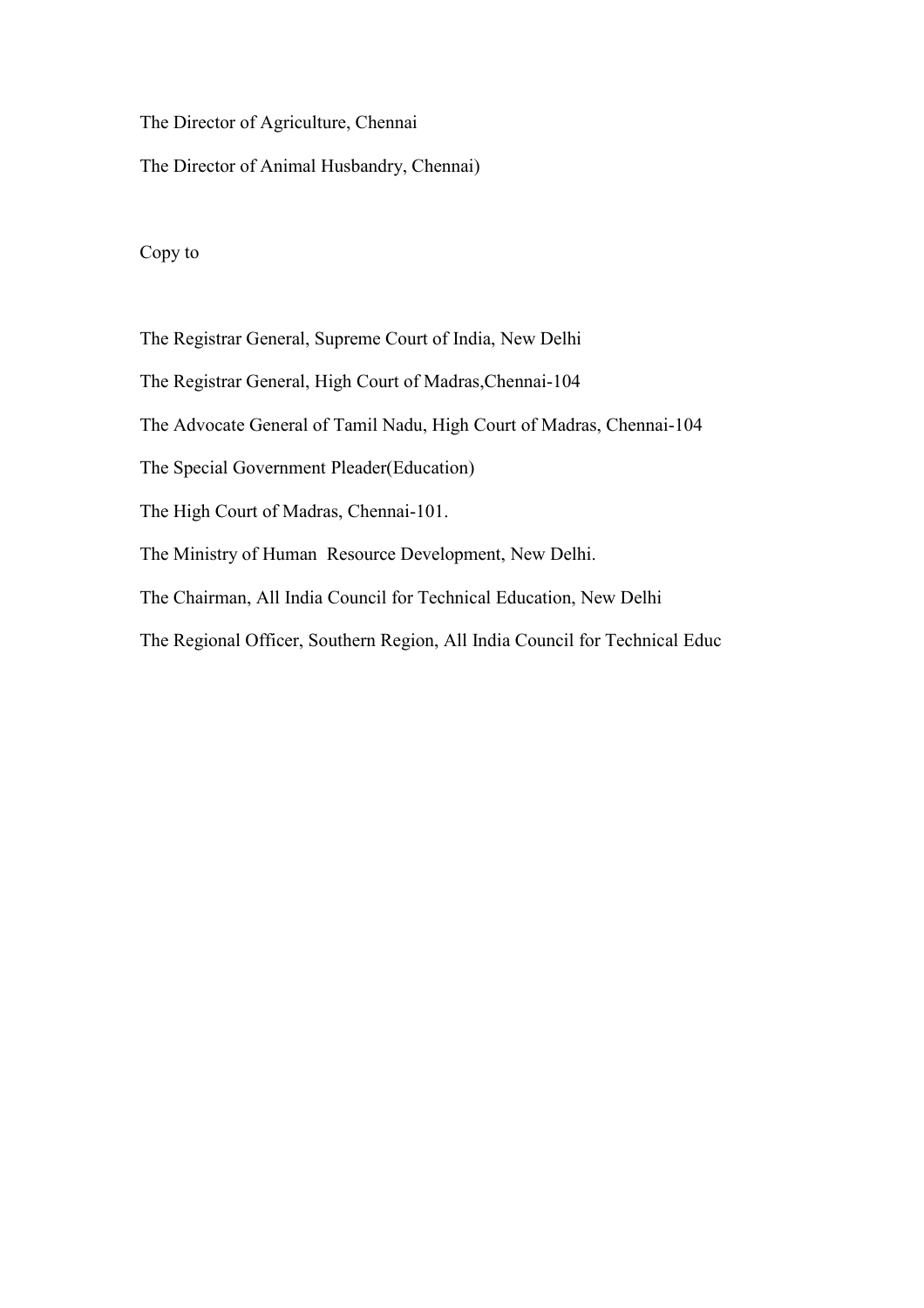The Director of Agriculture, Chennai

The Director of Animal Husbandry, Chennai)

Copy to

The Registrar General, Supreme Court of India, New Delhi

The Registrar General, High Court of Madras,Chennai-104

The Advocate General of Tamil Nadu, High Court of Madras, Chennai-104

The Special Government Pleader(Education)

The High Court of Madras, Chennai-101.

The Ministry of Human Resource Development, New Delhi.

The Chairman, All India Council for Technical Education, New Delhi

The Regional Officer, Southern Region, All India Council for Technical Educ